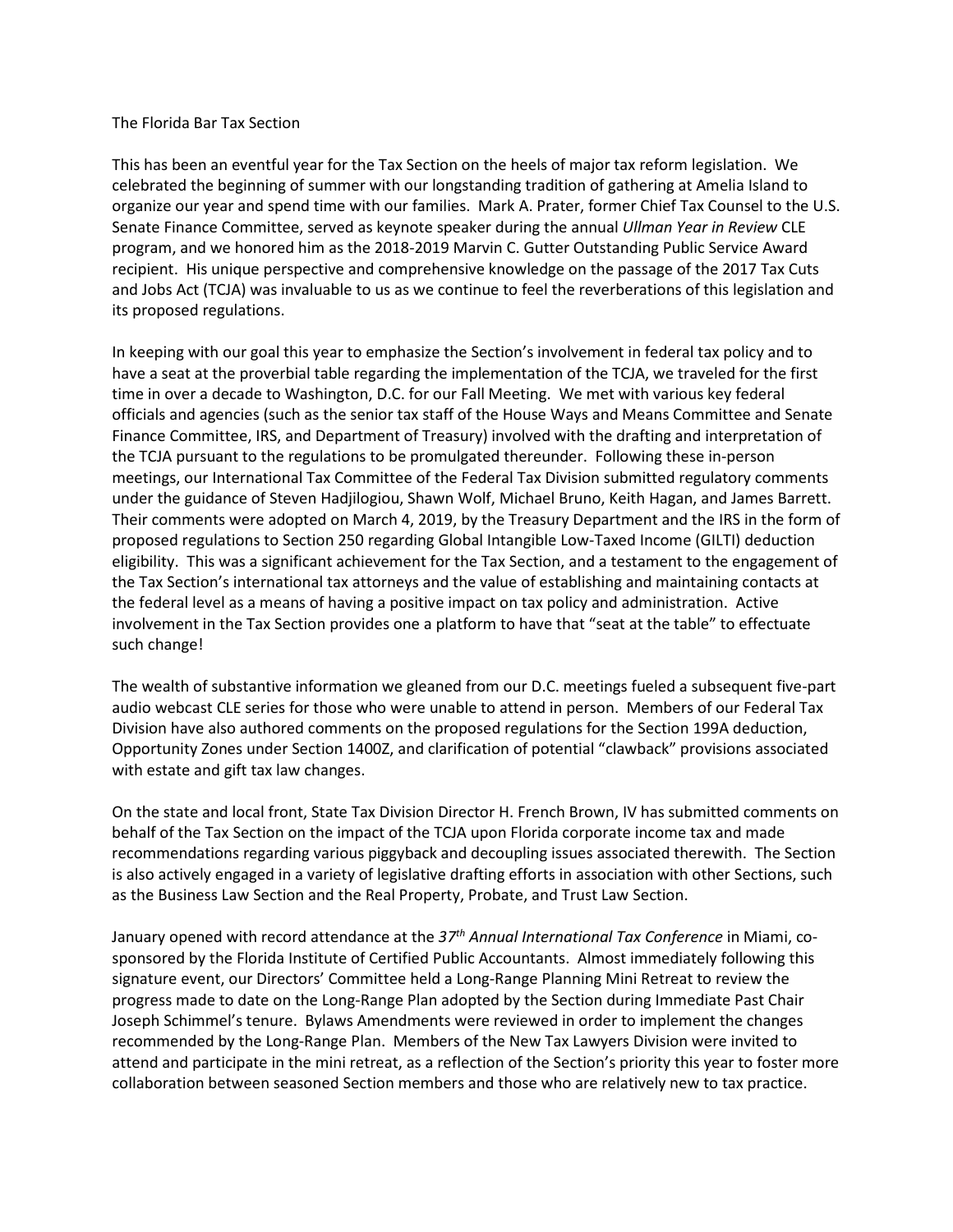The Florida Bar Tax Section

This has been an eventful year for the Tax Section on the heels of major tax reform legislation. We celebrated the beginning of summer with our longstanding tradition of gathering at Amelia Island to organize our year and spend time with our families. Mark A. Prater, former Chief Tax Counsel to the U.S. Senate Finance Committee, served as keynote speaker during the annual *Ullman Year in Review* CLE program, and we honored him as the 2018-2019 Marvin C. Gutter Outstanding Public Service Award recipient. His unique perspective and comprehensive knowledge on the passage of the 2017 Tax Cuts and Jobs Act (TCJA) was invaluable to us as we continue to feel the reverberations of this legislation and its proposed regulations.

In keeping with our goal this year to emphasize the Section's involvement in federal tax policy and to have a seat at the proverbial table regarding the implementation of the TCJA, we traveled for the first time in over a decade to Washington, D.C. for our Fall Meeting. We met with various key federal officials and agencies (such as the senior tax staff of the House Ways and Means Committee and Senate Finance Committee, IRS, and Department of Treasury) involved with the drafting and interpretation of the TCJA pursuant to the regulations to be promulgated thereunder. Following these in-person meetings, our International Tax Committee of the Federal Tax Division submitted regulatory comments under the guidance of Steven Hadjilogiou, Shawn Wolf, Michael Bruno, Keith Hagan, and James Barrett. Their comments were adopted on March 4, 2019, by the Treasury Department and the IRS in the form of proposed regulations to Section 250 regarding Global Intangible Low-Taxed Income (GILTI) deduction eligibility. This was a significant achievement for the Tax Section, and a testament to the engagement of the Tax Section's international tax attorneys and the value of establishing and maintaining contacts at the federal level as a means of having a positive impact on tax policy and administration. Active involvement in the Tax Section provides one a platform to have that "seat at the table" to effectuate such change!

The wealth of substantive information we gleaned from our D.C. meetings fueled a subsequent five-part audio webcast CLE series for those who were unable to attend in person. Members of our Federal Tax Division have also authored comments on the proposed regulations for the Section 199A deduction, Opportunity Zones under Section 1400Z, and clarification of potential "clawback" provisions associated with estate and gift tax law changes.

On the state and local front, State Tax Division Director H. French Brown, IV has submitted comments on behalf of the Tax Section on the impact of the TCJA upon Florida corporate income tax and made recommendations regarding various piggyback and decoupling issues associated therewith. The Section is also actively engaged in a variety of legislative drafting efforts in association with other Sections, such as the Business Law Section and the Real Property, Probate, and Trust Law Section.

January opened with record attendance at the *37th Annual International Tax Conference* in Miami, co-sponsored by the Florida Institute of Certified Public Accountants. Almost immediately following this signature event, our Directors' Committee held a Long-Range Planning Mini Retreat to review the progress made to date on the Long-Range Plan adopted by the Section during Immediate Past Chair Joseph Schimmel's tenure. Bylaws Amendments were reviewed in order to implement the changes recommended by the Long-Range Plan. Members of the New Tax Lawyers Division were invited to attend and participate in the mini retreat, as a reflection of the Section's priority this year to foster more collaboration between seasoned Section members and those who are relatively new to tax practice.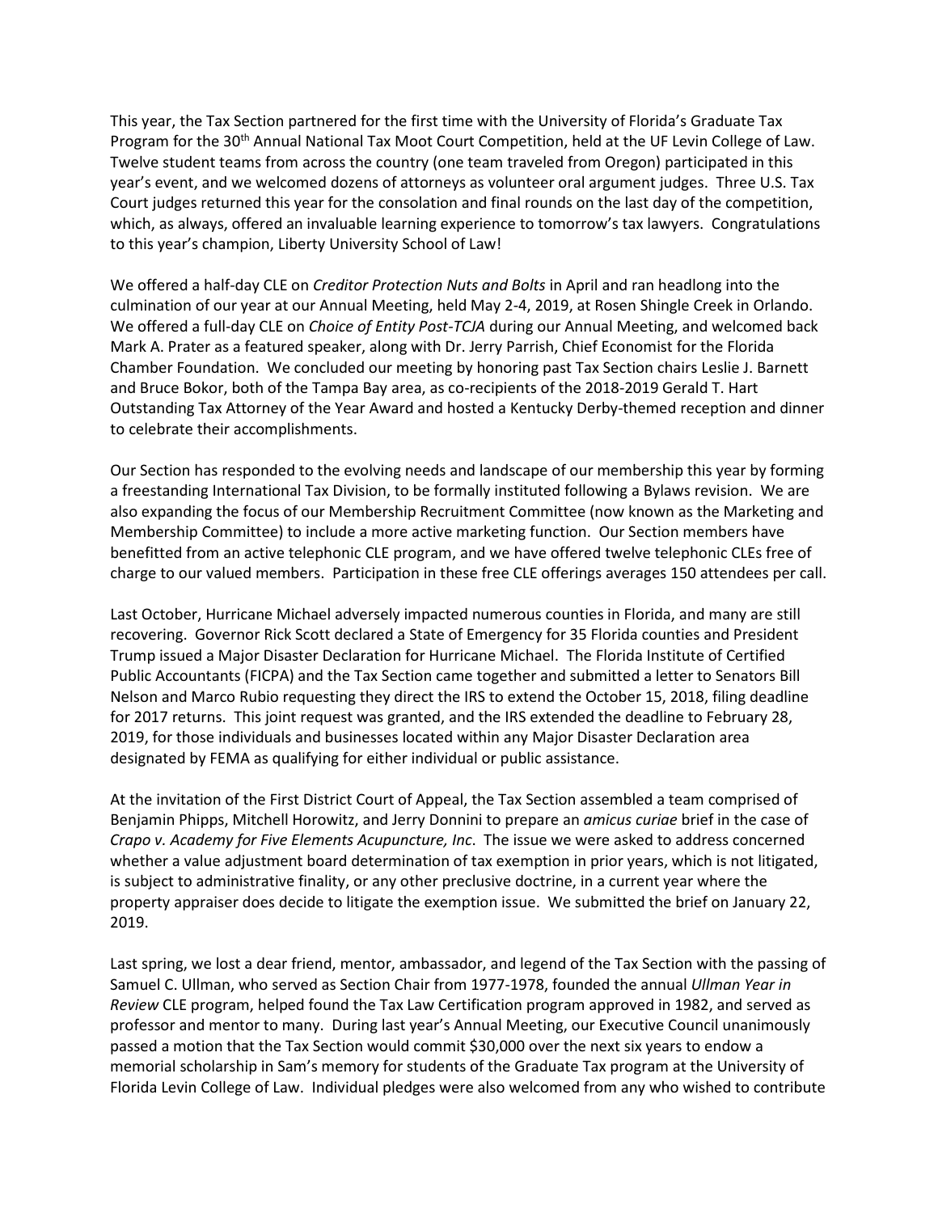This year, the Tax Section partnered for the first time with the University of Florida's Graduate Tax Program for the 30th Annual National Tax Moot Court Competition, held at the UF Levin College of Law. Twelve student teams from across the country (one team traveled from Oregon) participated in this year's event, and we welcomed dozens of attorneys as volunteer oral argument judges. Three U.S. Tax Court judges returned this year for the consolation and final rounds on the last day of the competition, which, as always, offered an invaluable learning experience to tomorrow's tax lawyers. Congratulations to this year's champion, Liberty University School of Law!

We offered a half-day CLE on *Creditor Protection Nuts and Bolts* in April and ran headlong into the culmination of our year at our Annual Meeting, held May 2-4, 2019, at Rosen Shingle Creek in Orlando. We offered a full-day CLE on *Choice of Entity Post-TCJA* during our Annual Meeting, and welcomed back Mark A. Prater as a featured speaker, along with Dr. Jerry Parrish, Chief Economist for the Florida Chamber Foundation. We concluded our meeting by honoring past Tax Section chairs Leslie J. Barnett and Bruce Bokor, both of the Tampa Bay area, as co-recipients of the 2018-2019 Gerald T. Hart Outstanding Tax Attorney of the Year Award and hosted a Kentucky Derby-themed reception and dinner to celebrate their accomplishments.

Our Section has responded to the evolving needs and landscape of our membership this year by forming a freestanding International Tax Division, to be formally instituted following a Bylaws revision. We are also expanding the focus of our Membership Recruitment Committee (now known as the Marketing and Membership Committee) to include a more active marketing function. Our Section members have benefitted from an active telephonic CLE program, and we have offered twelve telephonic CLEs free of charge to our valued members. Participation in these free CLE offerings averages 150 attendees per call.

Last October, Hurricane Michael adversely impacted numerous counties in Florida, and many are still recovering. Governor Rick Scott declared a State of Emergency for 35 Florida counties and President Trump issued a Major Disaster Declaration for Hurricane Michael. The Florida Institute of Certified Public Accountants (FICPA) and the Tax Section came together and submitted a letter to Senators Bill Nelson and Marco Rubio requesting they direct the IRS to extend the October 15, 2018, filing deadline for 2017 returns. This joint request was granted, and the IRS extended the deadline to February 28, 2019, for those individuals and businesses located within any Major Disaster Declaration area designated by FEMA as qualifying for either individual or public assistance.

At the invitation of the First District Court of Appeal, the Tax Section assembled a team comprised of Benjamin Phipps, Mitchell Horowitz, and Jerry Donnini to prepare an *amicus curiae* brief in the case of *Crapo v. Academy for Five Elements Acupuncture, Inc*. The issue we were asked to address concerned whether a value adjustment board determination of tax exemption in prior years, which is not litigated, is subject to administrative finality, or any other preclusive doctrine, in a current year where the property appraiser does decide to litigate the exemption issue. We submitted the brief on January 22, 2019.

Last spring, we lost a dear friend, mentor, ambassador, and legend of the Tax Section with the passing of Samuel C. Ullman, who served as Section Chair from 1977-1978, founded the annual *Ullman Year in Review* CLE program, helped found the Tax Law Certification program approved in 1982, and served as professor and mentor to many. During last year's Annual Meeting, our Executive Council unanimously passed a motion that the Tax Section would commit $30,000 over the next six years to endow a memorial scholarship in Sam's memory for students of the Graduate Tax program at the University of Florida Levin College of Law. Individual pledges were also welcomed from any who wished to contribute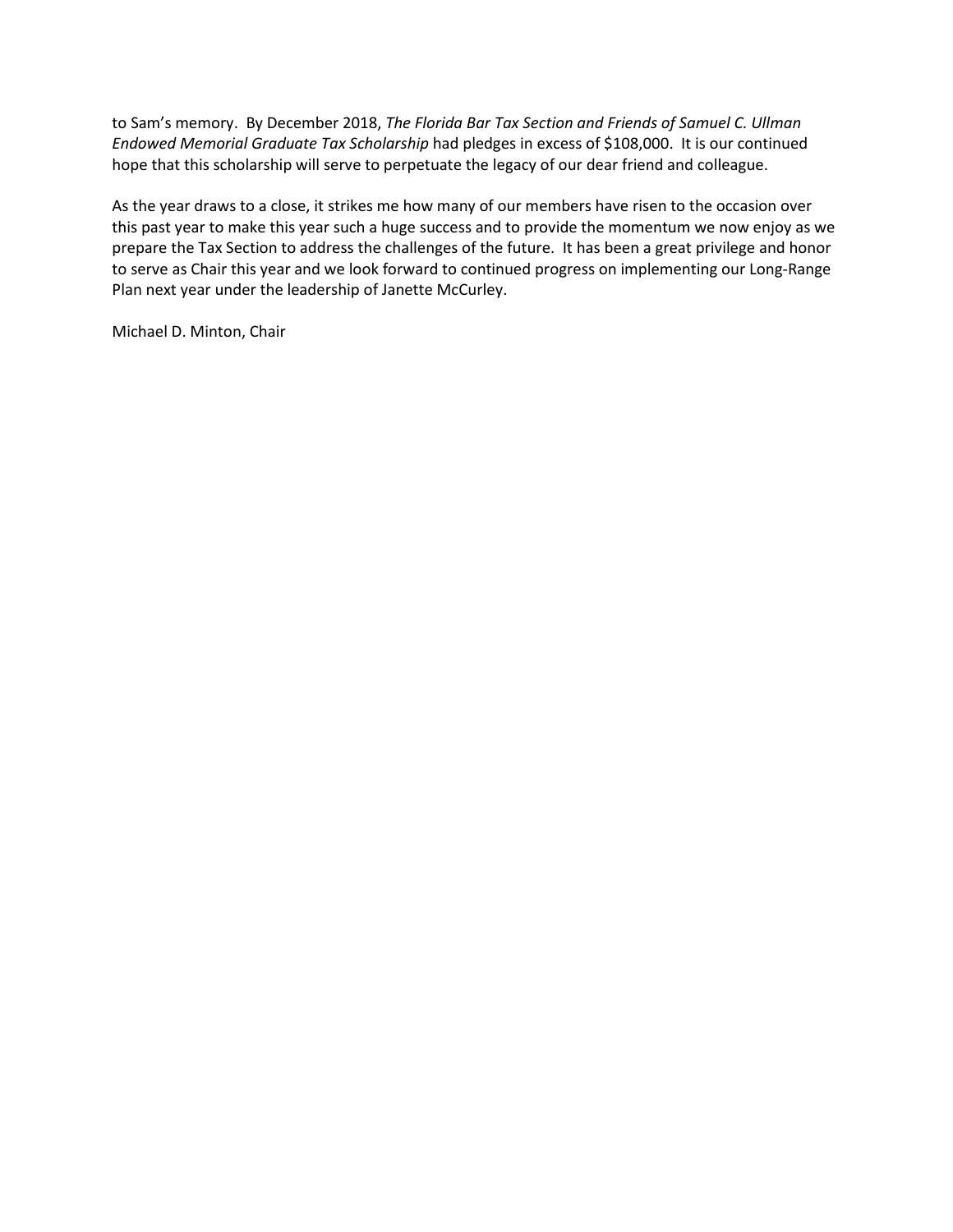to Sam's memory. By December 2018, *The Florida Bar Tax Section and Friends of Samuel C. Ullman Endowed Memorial Graduate Tax Scholarship* had pledges in excess of $108,000. It is our continued hope that this scholarship will serve to perpetuate the legacy of our dear friend and colleague.

As the year draws to a close, it strikes me how many of our members have risen to the occasion over this past year to make this year such a huge success and to provide the momentum we now enjoy as we prepare the Tax Section to address the challenges of the future. It has been a great privilege and honor to serve as Chair this year and we look forward to continued progress on implementing our Long-Range Plan next year under the leadership of Janette McCurley.

Michael D. Minton, Chair